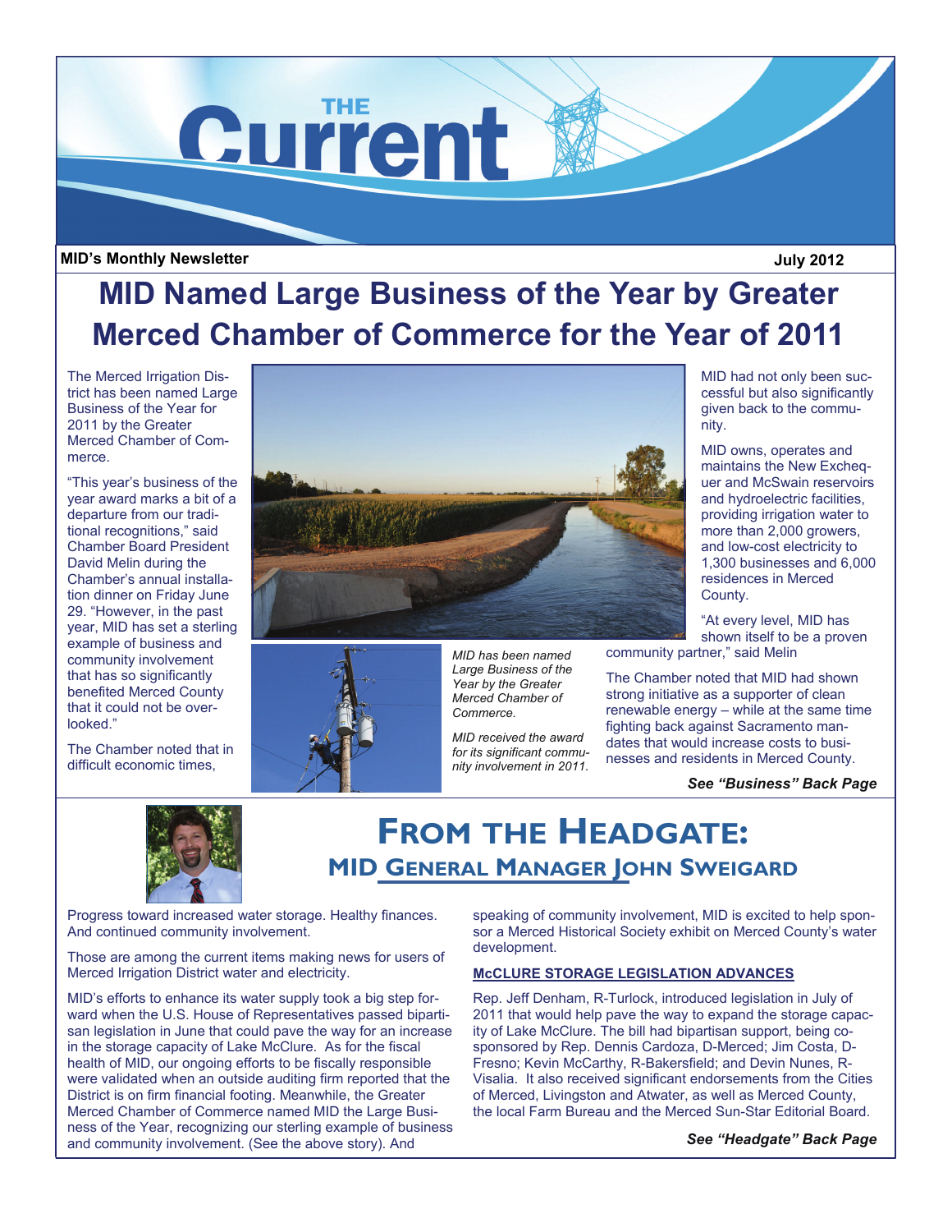# THE Current

**MID's Monthly Newsletter** **July 2012**

# MID Named Large Business of the Year by Greater Merced Chamber of Commerce for the Year of 2011

The Merced Irrigation District has been named Large Business of the Year for 2011 by the Greater Merced Chamber of Commerce.

"This year's business of the year award marks a bit of a departure from our traditional recognitions," said Chamber Board President David Melin during the Chamber's annual installation dinner on Friday June 29. "However, in the past year, MID has set a sterling example of business and community involvement that has so significantly benefited Merced County that it could not be overlooked."

The Chamber noted that in difficult economic times, MID had not only been successful but also significantly given back to the community.

MID owns, operates and maintains the New Exchequer and McSwain reservoirs and hydroelectric facilities, providing irrigation water to more than 2,000 growers, and low-cost electricity to 1,300 businesses and 6,000 residences in Merced County.

"At every level, MID has shown itself to be a proven community partner," said Melin

The Chamber noted that MID had shown strong initiative as a supporter of clean renewable energy – while at the same time fighting back against Sacramento mandates that would increase costs to businesses and residents in Merced County.

*MID has been named Large Business of the Year by the Greater Merced Chamber of Commerce.*

*MID received the award for its significant community involvement in 2011.*

***See "Business" Back Page***

## FROM THE HEADGATE:
### MID GENERAL MANAGER JOHN SWEIGARD

Progress toward increased water storage. Healthy finances. And continued community involvement.

Those are among the current items making news for users of Merced Irrigation District water and electricity.

MID's efforts to enhance its water supply took a big step forward when the U.S. House of Representatives passed bipartisan legislation in June that could pave the way for an increase in the storage capacity of Lake McClure. As for the fiscal health of MID, our ongoing efforts to be fiscally responsible were validated when an outside auditing firm reported that the District is on firm financial footing. Meanwhile, the Greater Merced Chamber of Commerce named MID the Large Business of the Year, recognizing our sterling example of business and community involvement. (See the above story). And speaking of community involvement, MID is excited to help sponsor a Merced Historical Society exhibit on Merced County's water development.

**McCLURE STORAGE LEGISLATION ADVANCES**

Rep. Jeff Denham, R-Turlock, introduced legislation in July of 2011 that would help pave the way to expand the storage capacity of Lake McClure. The bill had bipartisan support, being co-sponsored by Rep. Dennis Cardoza, D-Merced; Jim Costa, D-Fresno; Kevin McCarthy, R-Bakersfield; and Devin Nunes, R-Visalia. It also received significant endorsements from the Cities of Merced, Livingston and Atwater, as well as Merced County, the local Farm Bureau and the Merced Sun-Star Editorial Board.

***See "Headgate" Back Page***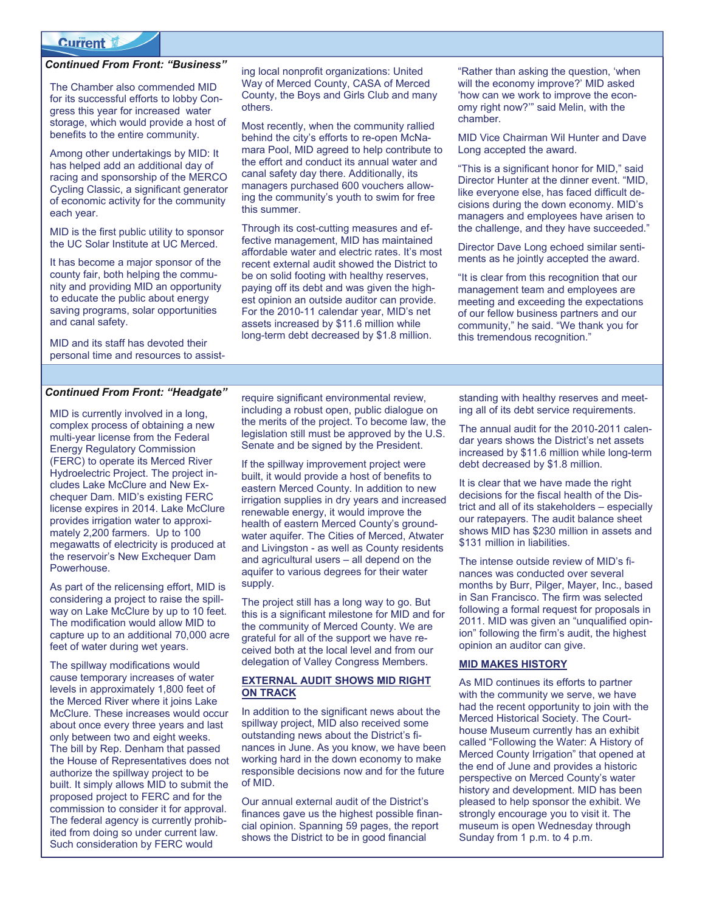### Continued From Front: "Business"

The Chamber also commended MID for its successful efforts to lobby Congress this year for increased water storage, which would provide a host of benefits to the entire community.

Among other undertakings by MID: It has helped add an additional day of racing and sponsorship of the MERCO Cycling Classic, a significant generator of economic activity for the community each year.

MID is the first public utility to sponsor the UC Solar Institute at UC Merced.

It has become a major sponsor of the county fair, both helping the community and providing MID an opportunity to educate the public about energy saving programs, solar opportunities and canal safety.

MID and its staff has devoted their personal time and resources to assisting local nonprofit organizations: United Way of Merced County, CASA of Merced County, the Boys and Girls Club and many others.

Most recently, when the community rallied behind the city's efforts to re-open McNamara Pool, MID agreed to help contribute to the effort and conduct its annual water and canal safety day there. Additionally, its managers purchased 600 vouchers allowing the community's youth to swim for free this summer.

Through its cost-cutting measures and effective management, MID has maintained affordable water and electric rates. It's most recent external audit showed the District to be on solid footing with healthy reserves, paying off its debt and was given the highest opinion an outside auditor can provide. For the 2010-11 calendar year, MID's net assets increased by $11.6 million while long-term debt decreased by $1.8 million.

"Rather than asking the question, 'when will the economy improve?' MID asked 'how can we work to improve the economy right now?'" said Melin, with the chamber.

MID Vice Chairman Wil Hunter and Dave Long accepted the award.

"This is a significant honor for MID," said Director Hunter at the dinner event. "MID, like everyone else, has faced difficult decisions during the down economy. MID's managers and employees have arisen to the challenge, and they have succeeded."

Director Dave Long echoed similar sentiments as he jointly accepted the award.

"It is clear from this recognition that our management team and employees are meeting and exceeding the expectations of our fellow business partners and our community," he said. "We thank you for this tremendous recognition."

### Continued From Front: "Headgate"

MID is currently involved in a long, complex process of obtaining a new multi-year license from the Federal Energy Regulatory Commission (FERC) to operate its Merced River Hydroelectric Project. The project includes Lake McClure and New Exchequer Dam. MID's existing FERC license expires in 2014. Lake McClure provides irrigation water to approximately 2,200 farmers. Up to 100 megawatts of electricity is produced at the reservoir's New Exchequer Dam Powerhouse.

As part of the relicensing effort, MID is considering a project to raise the spillway on Lake McClure by up to 10 feet. The modification would allow MID to capture up to an additional 70,000 acre feet of water during wet years.

The spillway modifications would cause temporary increases of water levels in approximately 1,800 feet of the Merced River where it joins Lake McClure. These increases would occur about once every three years and last only between two and eight weeks. The bill by Rep. Denham that passed the House of Representatives does not authorize the spillway project to be built. It simply allows MID to submit the proposed project to FERC and for the commission to consider it for approval. The federal agency is currently prohibited from doing so under current law. Such consideration by FERC would require significant environmental review, including a robust open, public dialogue on the merits of the project. To become law, the legislation still must be approved by the U.S. Senate and be signed by the President.

If the spillway improvement project were built, it would provide a host of benefits to eastern Merced County. In addition to new irrigation supplies in dry years and increased renewable energy, it would improve the health of eastern Merced County's groundwater aquifer. The Cities of Merced, Atwater and Livingston - as well as County residents and agricultural users – all depend on the aquifer to various degrees for their water supply.

The project still has a long way to go. But this is a significant milestone for MID and for the community of Merced County. We are grateful for all of the support we have received both at the local level and from our delegation of Valley Congress Members.

**EXTERNAL AUDIT SHOWS MID RIGHT ON TRACK**

In addition to the significant news about the spillway project, MID also received some outstanding news about the District's finances in June. As you know, we have been working hard in the down economy to make responsible decisions now and for the future of MID.

Our annual external audit of the District's finances gave us the highest possible financial opinion. Spanning 59 pages, the report shows the District to be in good financial standing with healthy reserves and meeting all of its debt service requirements.

The annual audit for the 2010-2011 calendar years shows the District's net assets increased by $11.6 million while long-term debt decreased by $1.8 million.

It is clear that we have made the right decisions for the fiscal health of the District and all of its stakeholders – especially our ratepayers. The audit balance sheet shows MID has $230 million in assets and $131 million in liabilities.

The intense outside review of MID's finances was conducted over several months by Burr, Pilger, Mayer, Inc., based in San Francisco. The firm was selected following a formal request for proposals in 2011. MID was given an "unqualified opinion" following the firm's audit, the highest opinion an auditor can give.

**MID MAKES HISTORY**

As MID continues its efforts to partner with the community we serve, we have had the recent opportunity to join with the Merced Historical Society. The Courthouse Museum currently has an exhibit called "Following the Water: A History of Merced County Irrigation" that opened at the end of June and provides a historic perspective on Merced County's water history and development. MID has been pleased to help sponsor the exhibit. We strongly encourage you to visit it. The museum is open Wednesday through Sunday from 1 p.m. to 4 p.m.